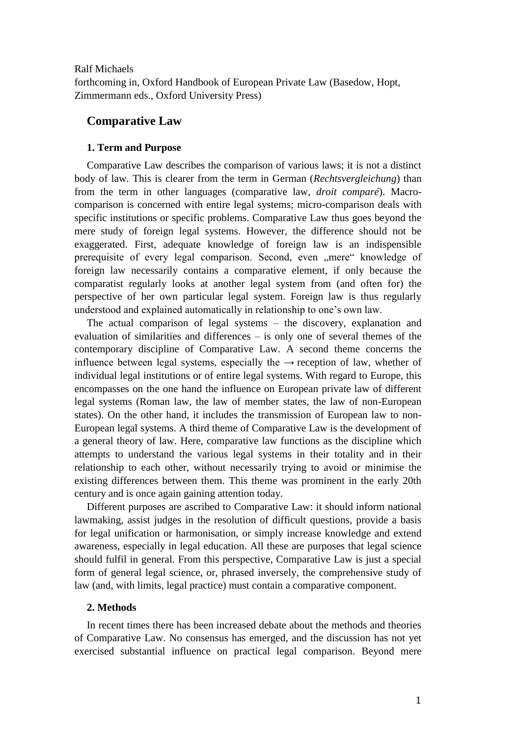Ralf Michaels
forthcoming in, Oxford Handbook of European Private Law (Basedow, Hopt, Zimmermann eds., Oxford University Press)

# Comparative Law

## 1. Term and Purpose

Comparative Law describes the comparison of various laws; it is not a distinct body of law. This is clearer from the term in German (*Rechtsvergleichung*) than from the term in other languages (comparative law, *droit comparé*). Macro-comparison is concerned with entire legal systems; micro-comparison deals with specific institutions or specific problems. Comparative Law thus goes beyond the mere study of foreign legal systems. However, the difference should not be exaggerated. First, adequate knowledge of foreign law is an indispensible prerequisite of every legal comparison. Second, even „mere" knowledge of foreign law necessarily contains a comparative element, if only because the comparatist regularly looks at another legal system from (and often for) the perspective of her own particular legal system. Foreign law is thus regularly understood and explained automatically in relationship to one's own law.

The actual comparison of legal systems – the discovery, explanation and evaluation of similarities and differences – is only one of several themes of the contemporary discipline of Comparative Law. A second theme concerns the influence between legal systems, especially the → reception of law, whether of individual legal institutions or of entire legal systems. With regard to Europe, this encompasses on the one hand the influence on European private law of different legal systems (Roman law, the law of member states, the law of non-European states). On the other hand, it includes the transmission of European law to non-European legal systems. A third theme of Comparative Law is the development of a general theory of law. Here, comparative law functions as the discipline which attempts to understand the various legal systems in their totality and in their relationship to each other, without necessarily trying to avoid or minimise the existing differences between them. This theme was prominent in the early 20th century and is once again gaining attention today.

Different purposes are ascribed to Comparative Law: it should inform national lawmaking, assist judges in the resolution of difficult questions, provide a basis for legal unification or harmonisation, or simply increase knowledge and extend awareness, especially in legal education. All these are purposes that legal science should fulfil in general. From this perspective, Comparative Law is just a special form of general legal science, or, phrased inversely, the comprehensive study of law (and, with limits, legal practice) must contain a comparative component.

## 2. Methods

In recent times there has been increased debate about the methods and theories of Comparative Law. No consensus has emerged, and the discussion has not yet exercised substantial influence on practical legal comparison. Beyond mere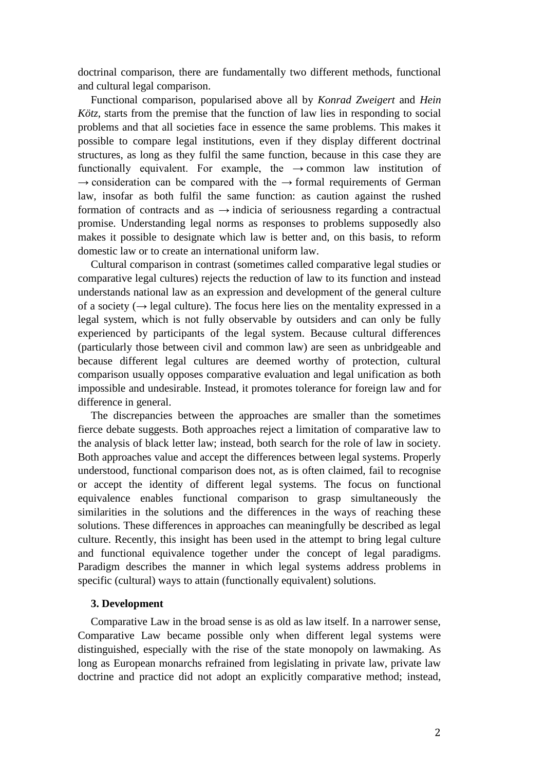doctrinal comparison, there are fundamentally two different methods, functional and cultural legal comparison.

Functional comparison, popularised above all by *Konrad Zweigert* and *Hein Kötz*, starts from the premise that the function of law lies in responding to social problems and that all societies face in essence the same problems. This makes it possible to compare legal institutions, even if they display different doctrinal structures, as long as they fulfil the same function, because in this case they are functionally equivalent. For example, the → common law institution of → consideration can be compared with the → formal requirements of German law, insofar as both fulfil the same function: as caution against the rushed formation of contracts and as → indicia of seriousness regarding a contractual promise. Understanding legal norms as responses to problems supposedly also makes it possible to designate which law is better and, on this basis, to reform domestic law or to create an international uniform law.

Cultural comparison in contrast (sometimes called comparative legal studies or comparative legal cultures) rejects the reduction of law to its function and instead understands national law as an expression and development of the general culture of a society (→ legal culture). The focus here lies on the mentality expressed in a legal system, which is not fully observable by outsiders and can only be fully experienced by participants of the legal system. Because cultural differences (particularly those between civil and common law) are seen as unbridgeable and because different legal cultures are deemed worthy of protection, cultural comparison usually opposes comparative evaluation and legal unification as both impossible and undesirable. Instead, it promotes tolerance for foreign law and for difference in general.

The discrepancies between the approaches are smaller than the sometimes fierce debate suggests. Both approaches reject a limitation of comparative law to the analysis of black letter law; instead, both search for the role of law in society. Both approaches value and accept the differences between legal systems. Properly understood, functional comparison does not, as is often claimed, fail to recognise or accept the identity of different legal systems. The focus on functional equivalence enables functional comparison to grasp simultaneously the similarities in the solutions and the differences in the ways of reaching these solutions. These differences in approaches can meaningfully be described as legal culture. Recently, this insight has been used in the attempt to bring legal culture and functional equivalence together under the concept of legal paradigms. Paradigm describes the manner in which legal systems address problems in specific (cultural) ways to attain (functionally equivalent) solutions.

### 3. Development

Comparative Law in the broad sense is as old as law itself. In a narrower sense, Comparative Law became possible only when different legal systems were distinguished, especially with the rise of the state monopoly on lawmaking. As long as European monarchs refrained from legislating in private law, private law doctrine and practice did not adopt an explicitly comparative method; instead,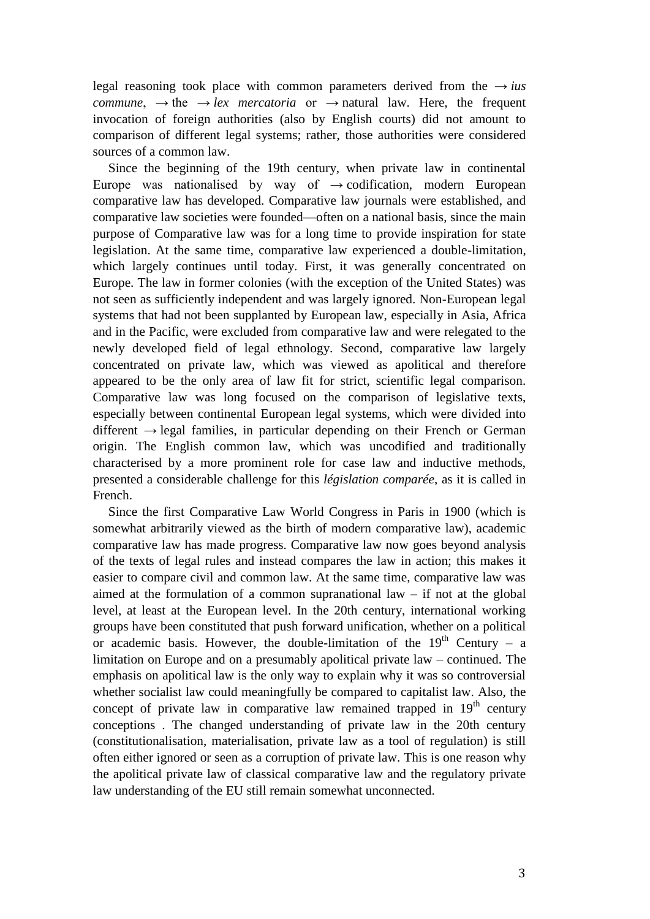legal reasoning took place with common parameters derived from the → *ius commune*, → the → *lex mercatoria* or → natural law. Here, the frequent invocation of foreign authorities (also by English courts) did not amount to comparison of different legal systems; rather, those authorities were considered sources of a common law.

Since the beginning of the 19th century, when private law in continental Europe was nationalised by way of → codification, modern European comparative law has developed. Comparative law journals were established, and comparative law societies were founded—often on a national basis, since the main purpose of Comparative law was for a long time to provide inspiration for state legislation. At the same time, comparative law experienced a double-limitation, which largely continues until today. First, it was generally concentrated on Europe. The law in former colonies (with the exception of the United States) was not seen as sufficiently independent and was largely ignored. Non-European legal systems that had not been supplanted by European law, especially in Asia, Africa and in the Pacific, were excluded from comparative law and were relegated to the newly developed field of legal ethnology. Second, comparative law largely concentrated on private law, which was viewed as apolitical and therefore appeared to be the only area of law fit for strict, scientific legal comparison. Comparative law was long focused on the comparison of legislative texts, especially between continental European legal systems, which were divided into different → legal families, in particular depending on their French or German origin. The English common law, which was uncodified and traditionally characterised by a more prominent role for case law and inductive methods, presented a considerable challenge for this *législation comparée*, as it is called in French.

Since the first Comparative Law World Congress in Paris in 1900 (which is somewhat arbitrarily viewed as the birth of modern comparative law), academic comparative law has made progress. Comparative law now goes beyond analysis of the texts of legal rules and instead compares the law in action; this makes it easier to compare civil and common law. At the same time, comparative law was aimed at the formulation of a common supranational law – if not at the global level, at least at the European level. In the 20th century, international working groups have been constituted that push forward unification, whether on a political or academic basis. However, the double-limitation of the 19th Century – a limitation on Europe and on a presumably apolitical private law – continued. The emphasis on apolitical law is the only way to explain why it was so controversial whether socialist law could meaningfully be compared to capitalist law. Also, the concept of private law in comparative law remained trapped in 19th century conceptions . The changed understanding of private law in the 20th century (constitutionalisation, materialisation, private law as a tool of regulation) is still often either ignored or seen as a corruption of private law. This is one reason why the apolitical private law of classical comparative law and the regulatory private law understanding of the EU still remain somewhat unconnected.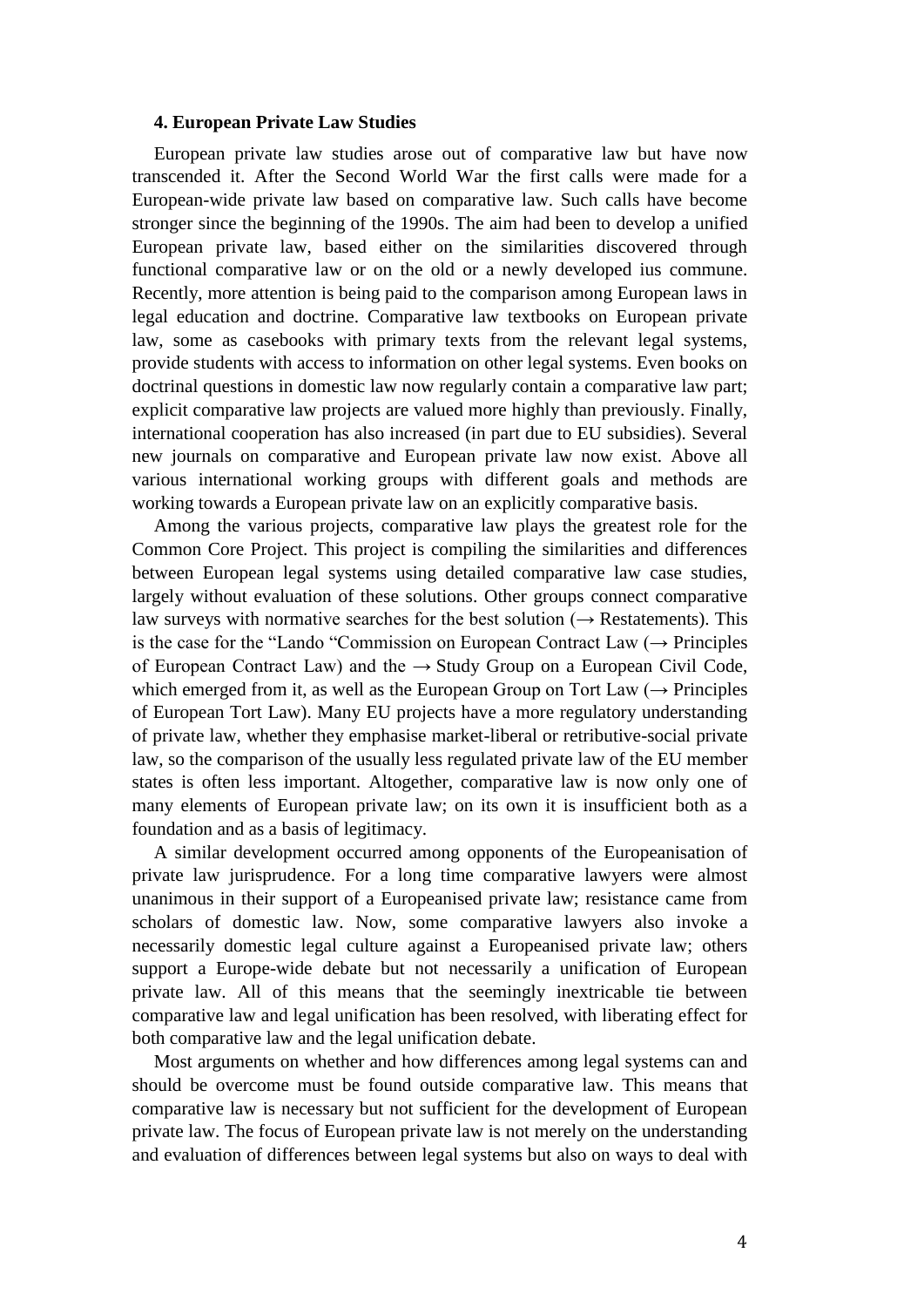### 4. European Private Law Studies

European private law studies arose out of comparative law but have now transcended it. After the Second World War the first calls were made for a European-wide private law based on comparative law. Such calls have become stronger since the beginning of the 1990s. The aim had been to develop a unified European private law, based either on the similarities discovered through functional comparative law or on the old or a newly developed ius commune. Recently, more attention is being paid to the comparison among European laws in legal education and doctrine. Comparative law textbooks on European private law, some as casebooks with primary texts from the relevant legal systems, provide students with access to information on other legal systems. Even books on doctrinal questions in domestic law now regularly contain a comparative law part; explicit comparative law projects are valued more highly than previously. Finally, international cooperation has also increased (in part due to EU subsidies). Several new journals on comparative and European private law now exist. Above all various international working groups with different goals and methods are working towards a European private law on an explicitly comparative basis.

Among the various projects, comparative law plays the greatest role for the Common Core Project. This project is compiling the similarities and differences between European legal systems using detailed comparative law case studies, largely without evaluation of these solutions. Other groups connect comparative law surveys with normative searches for the best solution (→ Restatements). This is the case for the "Lando "Commission on European Contract Law (→ Principles of European Contract Law) and the → Study Group on a European Civil Code, which emerged from it, as well as the European Group on Tort Law (→ Principles of European Tort Law). Many EU projects have a more regulatory understanding of private law, whether they emphasise market-liberal or retributive-social private law, so the comparison of the usually less regulated private law of the EU member states is often less important. Altogether, comparative law is now only one of many elements of European private law; on its own it is insufficient both as a foundation and as a basis of legitimacy.

A similar development occurred among opponents of the Europeanisation of private law jurisprudence. For a long time comparative lawyers were almost unanimous in their support of a Europeanised private law; resistance came from scholars of domestic law. Now, some comparative lawyers also invoke a necessarily domestic legal culture against a Europeanised private law; others support a Europe-wide debate but not necessarily a unification of European private law. All of this means that the seemingly inextricable tie between comparative law and legal unification has been resolved, with liberating effect for both comparative law and the legal unification debate.

Most arguments on whether and how differences among legal systems can and should be overcome must be found outside comparative law. This means that comparative law is necessary but not sufficient for the development of European private law. The focus of European private law is not merely on the understanding and evaluation of differences between legal systems but also on ways to deal with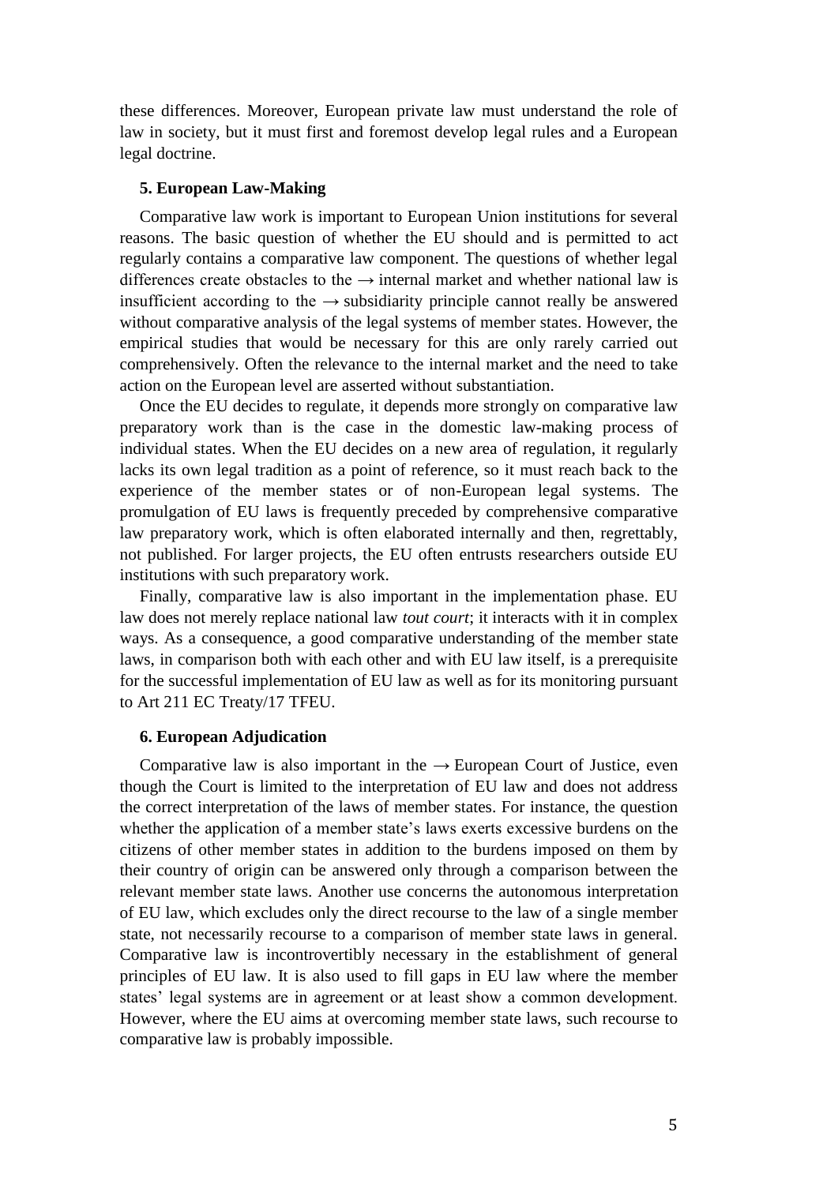these differences. Moreover, European private law must understand the role of law in society, but it must first and foremost develop legal rules and a European legal doctrine.

### 5. European Law-Making

Comparative law work is important to European Union institutions for several reasons. The basic question of whether the EU should and is permitted to act regularly contains a comparative law component. The questions of whether legal differences create obstacles to the → internal market and whether national law is insufficient according to the → subsidiarity principle cannot really be answered without comparative analysis of the legal systems of member states. However, the empirical studies that would be necessary for this are only rarely carried out comprehensively. Often the relevance to the internal market and the need to take action on the European level are asserted without substantiation.

Once the EU decides to regulate, it depends more strongly on comparative law preparatory work than is the case in the domestic law-making process of individual states. When the EU decides on a new area of regulation, it regularly lacks its own legal tradition as a point of reference, so it must reach back to the experience of the member states or of non-European legal systems. The promulgation of EU laws is frequently preceded by comprehensive comparative law preparatory work, which is often elaborated internally and then, regrettably, not published. For larger projects, the EU often entrusts researchers outside EU institutions with such preparatory work.

Finally, comparative law is also important in the implementation phase. EU law does not merely replace national law *tout court*; it interacts with it in complex ways. As a consequence, a good comparative understanding of the member state laws, in comparison both with each other and with EU law itself, is a prerequisite for the successful implementation of EU law as well as for its monitoring pursuant to Art 211 EC Treaty/17 TFEU.

### 6. European Adjudication

Comparative law is also important in the → European Court of Justice, even though the Court is limited to the interpretation of EU law and does not address the correct interpretation of the laws of member states. For instance, the question whether the application of a member state's laws exerts excessive burdens on the citizens of other member states in addition to the burdens imposed on them by their country of origin can be answered only through a comparison between the relevant member state laws. Another use concerns the autonomous interpretation of EU law, which excludes only the direct recourse to the law of a single member state, not necessarily recourse to a comparison of member state laws in general. Comparative law is incontrovertibly necessary in the establishment of general principles of EU law. It is also used to fill gaps in EU law where the member states' legal systems are in agreement or at least show a common development. However, where the EU aims at overcoming member state laws, such recourse to comparative law is probably impossible.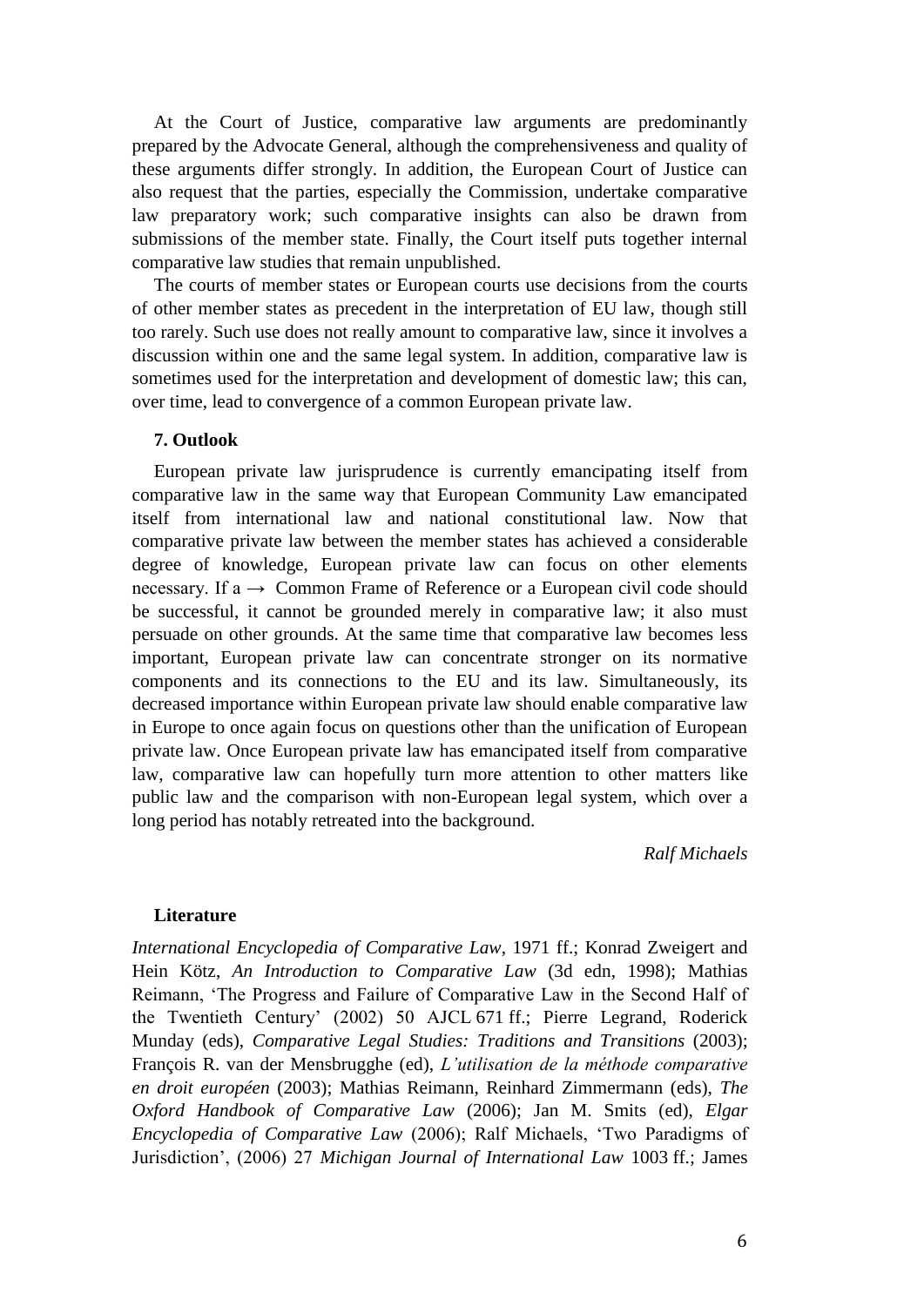At the Court of Justice, comparative law arguments are predominantly prepared by the Advocate General, although the comprehensiveness and quality of these arguments differ strongly. In addition, the European Court of Justice can also request that the parties, especially the Commission, undertake comparative law preparatory work; such comparative insights can also be drawn from submissions of the member state. Finally, the Court itself puts together internal comparative law studies that remain unpublished.

The courts of member states or European courts use decisions from the courts of other member states as precedent in the interpretation of EU law, though still too rarely. Such use does not really amount to comparative law, since it involves a discussion within one and the same legal system. In addition, comparative law is sometimes used for the interpretation and development of domestic law; this can, over time, lead to convergence of a common European private law.

### 7. Outlook

European private law jurisprudence is currently emancipating itself from comparative law in the same way that European Community Law emancipated itself from international law and national constitutional law. Now that comparative private law between the member states has achieved a considerable degree of knowledge, European private law can focus on other elements necessary. If a → Common Frame of Reference or a European civil code should be successful, it cannot be grounded merely in comparative law; it also must persuade on other grounds. At the same time that comparative law becomes less important, European private law can concentrate stronger on its normative components and its connections to the EU and its law. Simultaneously, its decreased importance within European private law should enable comparative law in Europe to once again focus on questions other than the unification of European private law. Once European private law has emancipated itself from comparative law, comparative law can hopefully turn more attention to other matters like public law and the comparison with non-European legal system, which over a long period has notably retreated into the background.

*Ralf Michaels*

### Literature

*International Encyclopedia of Comparative Law*, 1971 ff.; Konrad Zweigert and Hein Kötz, *An Introduction to Comparative Law* (3d edn, 1998); Mathias Reimann, 'The Progress and Failure of Comparative Law in the Second Half of the Twentieth Century' (2002) 50 AJCL 671 ff.; Pierre Legrand, Roderick Munday (eds), *Comparative Legal Studies: Traditions and Transitions* (2003); François R. van der Mensbrugghe (ed), *L'utilisation de la méthode comparative en droit européen* (2003); Mathias Reimann, Reinhard Zimmermann (eds), *The Oxford Handbook of Comparative Law* (2006); Jan M. Smits (ed), *Elgar Encyclopedia of Comparative Law* (2006); Ralf Michaels, 'Two Paradigms of Jurisdiction', (2006) 27 *Michigan Journal of International Law* 1003 ff.; James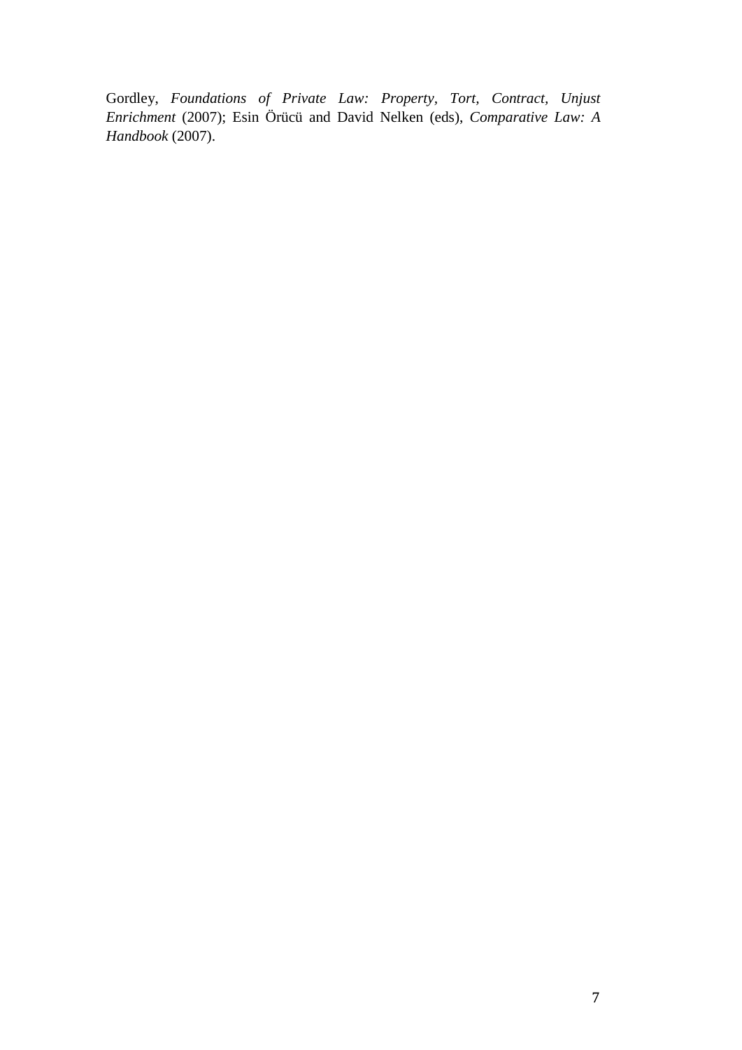Gordley, *Foundations of Private Law: Property, Tort, Contract, Unjust Enrichment* (2007); Esin Örücü and David Nelken (eds), *Comparative Law: A Handbook* (2007).